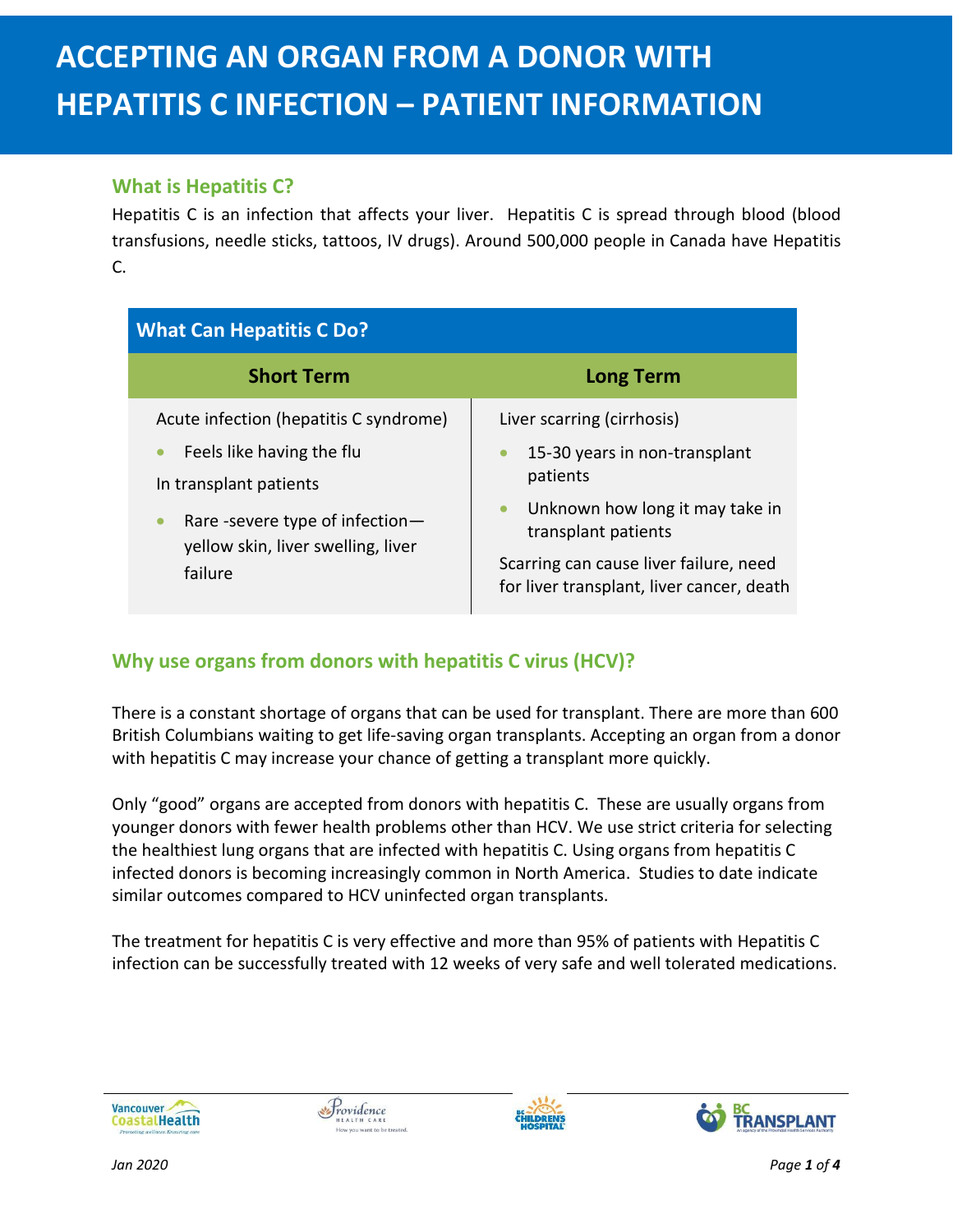# ACCEPTING AN ORGAN FROM A DONOR WITH HEPATITIS C INFECTION – PATIENT INFORMATION

## What is Hepatitis C?

Hepatitis C is an infection that affects your liver. Hepatitis C is spread through blood (blood transfusions, needle sticks, tattoos, IV drugs). Around 500,000 people in Canada have Hepatitis C.

| What Can Hepatitis C Do? | |
|---|---|
| **Short Term** | **Long Term** |
| Acute infection (hepatitis C syndrome)<br>• Feels like having the flu<br>In transplant patients<br>• Rare -severe type of infection—yellow skin, liver swelling, liver failure | Liver scarring (cirrhosis)<br>• 15-30 years in non-transplant patients<br>• Unknown how long it may take in transplant patients<br>Scarring can cause liver failure, need for liver transplant, liver cancer, death |

## Why use organs from donors with hepatitis C virus (HCV)?

There is a constant shortage of organs that can be used for transplant. There are more than 600 British Columbians waiting to get life-saving organ transplants. Accepting an organ from a donor with hepatitis C may increase your chance of getting a transplant more quickly.

Only "good" organs are accepted from donors with hepatitis C. These are usually organs from younger donors with fewer health problems other than HCV. We use strict criteria for selecting the healthiest lung organs that are infected with hepatitis C. Using organs from hepatitis C infected donors is becoming increasingly common in North America. Studies to date indicate similar outcomes compared to HCV uninfected organ transplants.

The treatment for hepatitis C is very effective and more than 95% of patients with Hepatitis C infection can be successfully treated with 12 weeks of very safe and well tolerated medications.

*Jan 2020*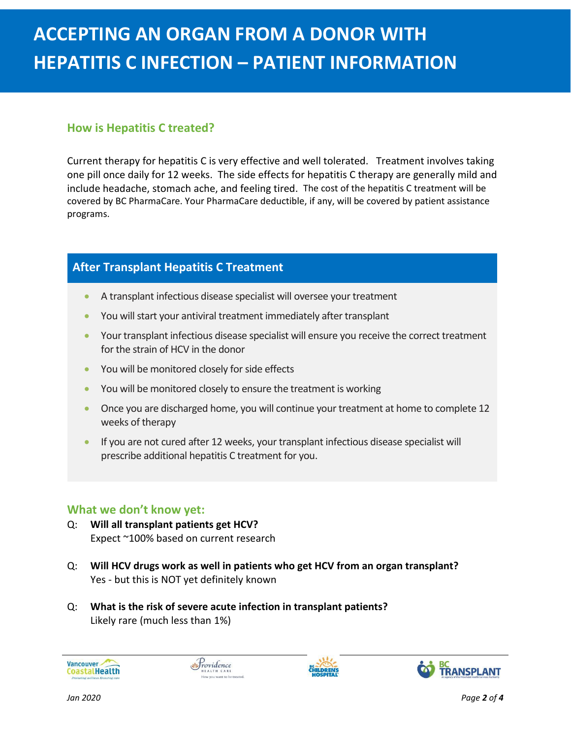# ACCEPTING AN ORGAN FROM A DONOR WITH HEPATITIS C INFECTION – PATIENT INFORMATION

## How is Hepatitis C treated?

Current therapy for hepatitis C is very effective and well tolerated. Treatment involves taking one pill once daily for 12 weeks. The side effects for hepatitis C therapy are generally mild and include headache, stomach ache, and feeling tired. The cost of the hepatitis C treatment will be covered by BC PharmaCare. Your PharmaCare deductible, if any, will be covered by patient assistance programs.

## After Transplant Hepatitis C Treatment

- A transplant infectious disease specialist will oversee your treatment
- You will start your antiviral treatment immediately after transplant
- Your transplant infectious disease specialist will ensure you receive the correct treatment for the strain of HCV in the donor
- You will be monitored closely for side effects
- You will be monitored closely to ensure the treatment is working
- Once you are discharged home, you will continue your treatment at home to complete 12 weeks of therapy
- If you are not cured after 12 weeks, your transplant infectious disease specialist will prescribe additional hepatitis C treatment for you.

## What we don't know yet:

Q: **Will all transplant patients get HCV?**
Expect ~100% based on current research

Q: **Will HCV drugs work as well in patients who get HCV from an organ transplant?**
Yes - but this is NOT yet definitely known

Q: **What is the risk of severe acute infection in transplant patients?**
Likely rare (much less than 1%)

*Jan 2020*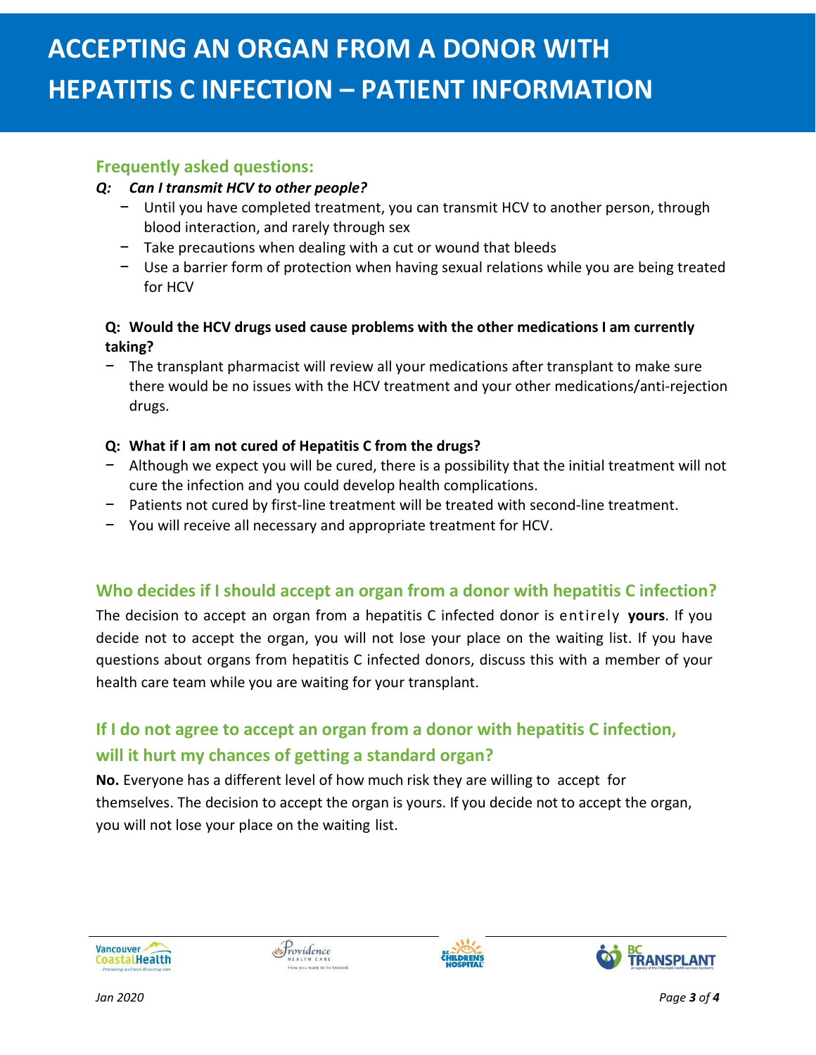# ACCEPTING AN ORGAN FROM A DONOR WITH HEPATITIS C INFECTION – PATIENT INFORMATION

## Frequently asked questions:

***Q: Can I transmit HCV to other people?***

- Until you have completed treatment, you can transmit HCV to another person, through blood interaction, and rarely through sex
- Take precautions when dealing with a cut or wound that bleeds
- Use a barrier form of protection when having sexual relations while you are being treated for HCV

**Q: Would the HCV drugs used cause problems with the other medications I am currently taking?**

- The transplant pharmacist will review all your medications after transplant to make sure there would be no issues with the HCV treatment and your other medications/anti-rejection drugs.

**Q: What if I am not cured of Hepatitis C from the drugs?**

- Although we expect you will be cured, there is a possibility that the initial treatment will not cure the infection and you could develop health complications.
- Patients not cured by first-line treatment will be treated with second-line treatment.
- You will receive all necessary and appropriate treatment for HCV.

## Who decides if I should accept an organ from a donor with hepatitis C infection?

The decision to accept an organ from a hepatitis C infected donor is entirely **yours**. If you decide not to accept the organ, you will not lose your place on the waiting list. If you have questions about organs from hepatitis C infected donors, discuss this with a member of your health care team while you are waiting for your transplant.

## If I do not agree to accept an organ from a donor with hepatitis C infection, will it hurt my chances of getting a standard organ?

**No.** Everyone has a different level of how much risk they are willing to accept for themselves. The decision to accept the organ is yours. If you decide not to accept the organ, you will not lose your place on the waiting list.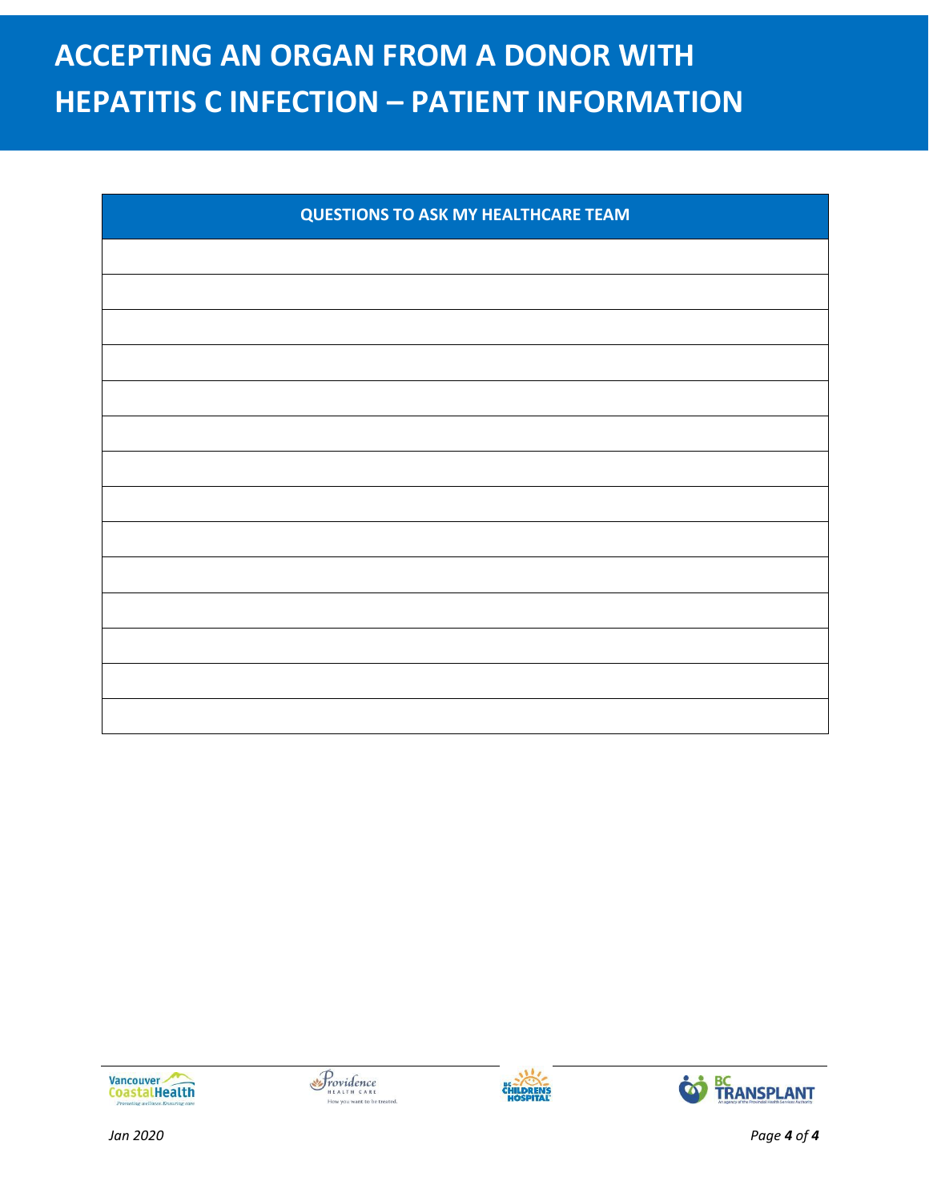# ACCEPTING AN ORGAN FROM A DONOR WITH HEPATITIS C INFECTION – PATIENT INFORMATION

| QUESTIONS TO ASK MY HEALTHCARE TEAM |
| --- |
| |
| |
| |
| |
| |
| |
| |
| |
| |
| |
| |
| |
| |
| |

*Jan 2020*